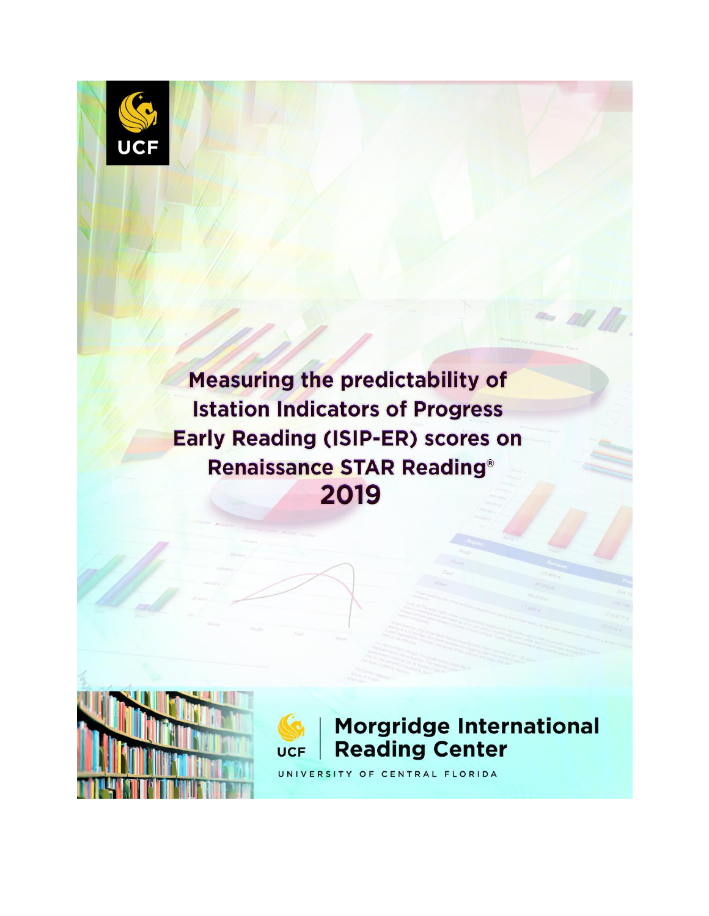UCF

# Measuring the predictability of Istation Indicators of Progress Early Reading (ISIP-ER) scores on Renaissance STAR Reading®

# 2019

UCF | Morgridge International Reading Center

UNIVERSITY OF CENTRAL FLORIDA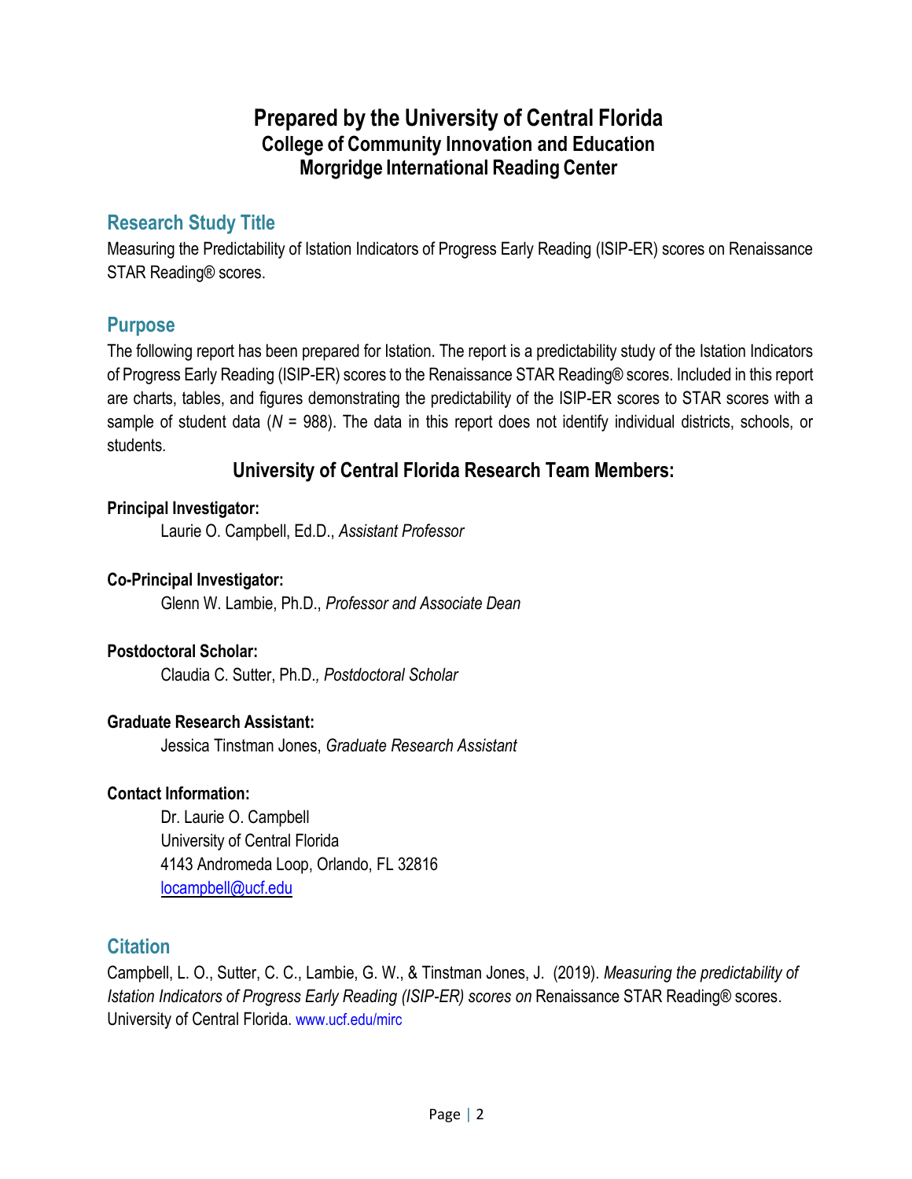# Prepared by the University of Central Florida
## College of Community Innovation and Education
## Morgridge International Reading Center

## Research Study Title

Measuring the Predictability of Istation Indicators of Progress Early Reading (ISIP-ER) scores on Renaissance STAR Reading® scores.

## Purpose

The following report has been prepared for Istation. The report is a predictability study of the Istation Indicators of Progress Early Reading (ISIP-ER) scores to the Renaissance STAR Reading® scores. Included in this report are charts, tables, and figures demonstrating the predictability of the ISIP-ER scores to STAR scores with a sample of student data ($N$ = 988). The data in this report does not identify individual districts, schools, or students.

### University of Central Florida Research Team Members:

**Principal Investigator:**

Laurie O. Campbell, Ed.D., *Assistant Professor*

**Co-Principal Investigator:**

Glenn W. Lambie, Ph.D., *Professor and Associate Dean*

**Postdoctoral Scholar:**

Claudia C. Sutter, Ph.D., *Postdoctoral Scholar*

**Graduate Research Assistant:**

Jessica Tinstman Jones, *Graduate Research Assistant*

**Contact Information:**

Dr. Laurie O. Campbell
University of Central Florida
4143 Andromeda Loop, Orlando, FL 32816
locampbell@ucf.edu

## Citation

Campbell, L. O., Sutter, C. C., Lambie, G. W., & Tinstman Jones, J. (2019). *Measuring the predictability of Istation Indicators of Progress Early Reading (ISIP-ER) scores on* Renaissance STAR Reading® scores. University of Central Florida. www.ucf.edu/mirc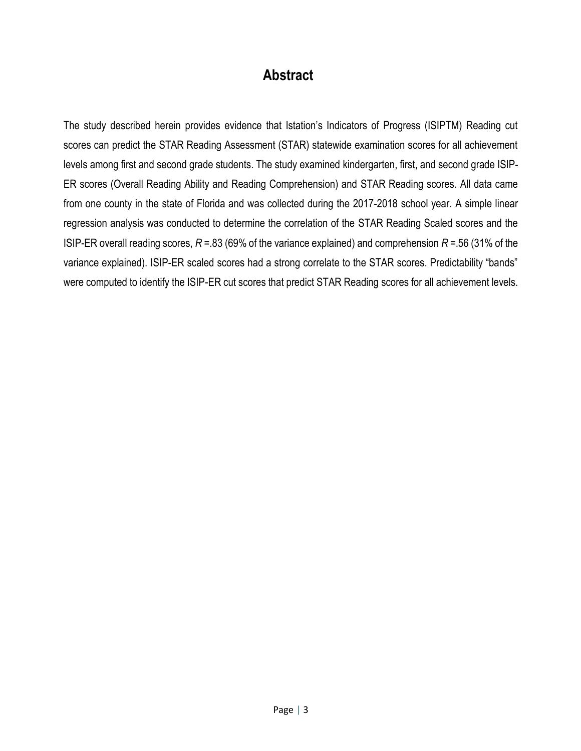# Abstract

The study described herein provides evidence that Istation's Indicators of Progress (ISIPTM) Reading cut scores can predict the STAR Reading Assessment (STAR) statewide examination scores for all achievement levels among first and second grade students. The study examined kindergarten, first, and second grade ISIP-ER scores (Overall Reading Ability and Reading Comprehension) and STAR Reading scores. All data came from one county in the state of Florida and was collected during the 2017-2018 school year. A simple linear regression analysis was conducted to determine the correlation of the STAR Reading Scaled scores and the ISIP-ER overall reading scores, $R$ =.83 (69% of the variance explained) and comprehension $R$ =.56 (31% of the variance explained). ISIP-ER scaled scores had a strong correlate to the STAR scores. Predictability "bands" were computed to identify the ISIP-ER cut scores that predict STAR Reading scores for all achievement levels.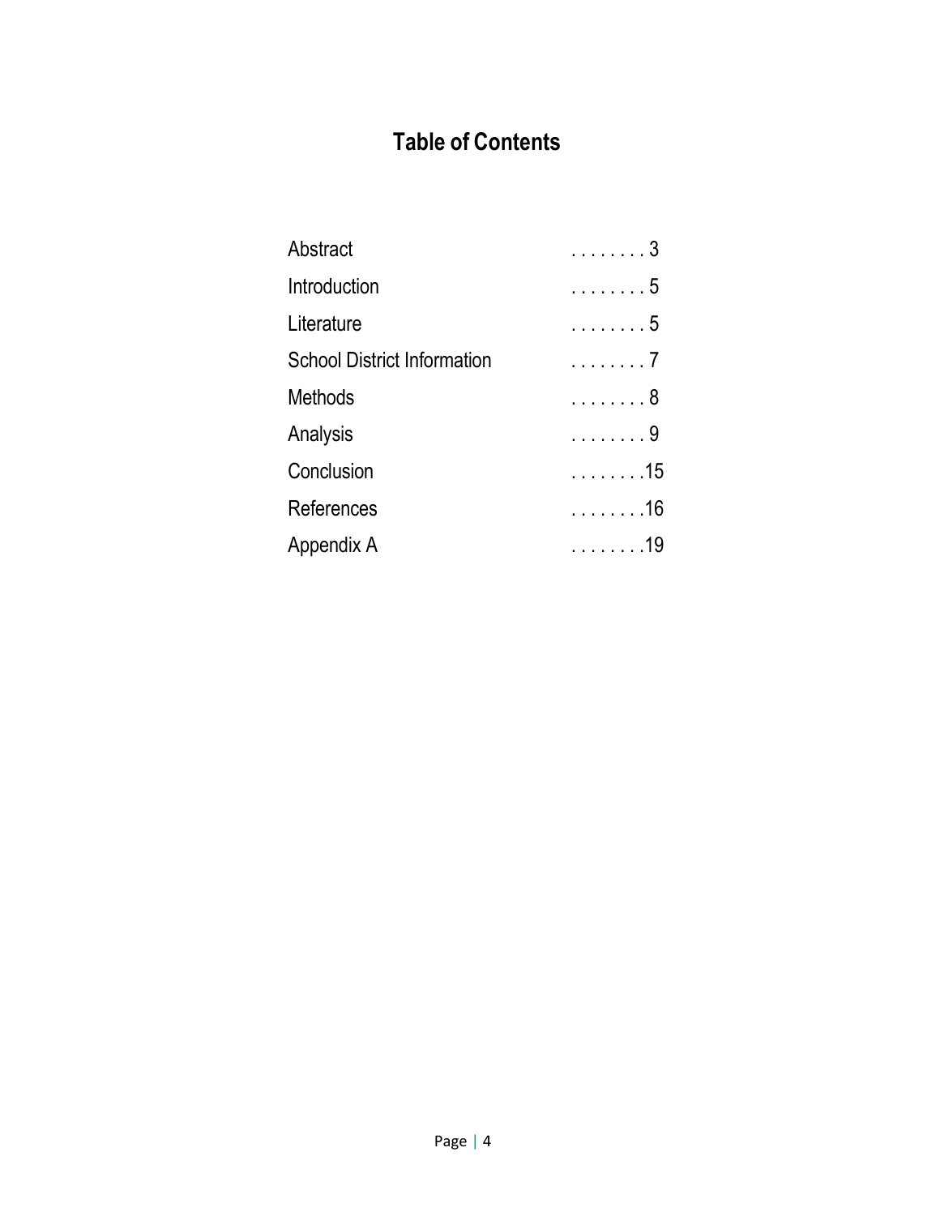# Table of Contents

| | |
|---|---|
| Abstract | . . . . . . . . 3 |
| Introduction | . . . . . . . . 5 |
| Literature | . . . . . . . . 5 |
| School District Information | . . . . . . . . 7 |
| Methods | . . . . . . . . 8 |
| Analysis | . . . . . . . . 9 |
| Conclusion | . . . . . . . .15 |
| References | . . . . . . . .16 |
| Appendix A | . . . . . . . .19 |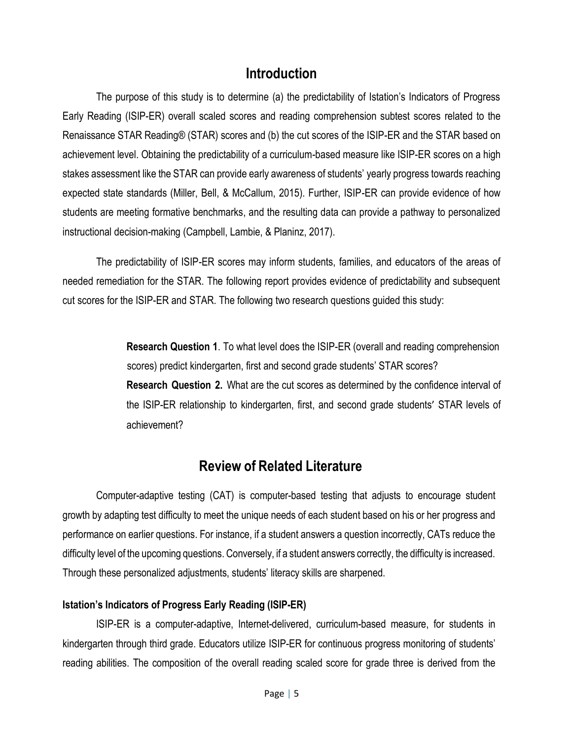## Introduction

The purpose of this study is to determine (a) the predictability of Istation's Indicators of Progress Early Reading (ISIP-ER) overall scaled scores and reading comprehension subtest scores related to the Renaissance STAR Reading® (STAR) scores and (b) the cut scores of the ISIP-ER and the STAR based on achievement level. Obtaining the predictability of a curriculum-based measure like ISIP-ER scores on a high stakes assessment like the STAR can provide early awareness of students' yearly progress towards reaching expected state standards (Miller, Bell, & McCallum, 2015). Further, ISIP-ER can provide evidence of how students are meeting formative benchmarks, and the resulting data can provide a pathway to personalized instructional decision-making (Campbell, Lambie, & Planinz, 2017).

The predictability of ISIP-ER scores may inform students, families, and educators of the areas of needed remediation for the STAR. The following report provides evidence of predictability and subsequent cut scores for the ISIP-ER and STAR. The following two research questions guided this study:

> **Research Question 1**. To what level does the ISIP-ER (overall and reading comprehension scores) predict kindergarten, first and second grade students' STAR scores?
>
> **Research Question 2.** What are the cut scores as determined by the confidence interval of the ISIP-ER relationship to kindergarten, first, and second grade students' STAR levels of achievement?

## Review of Related Literature

Computer-adaptive testing (CAT) is computer-based testing that adjusts to encourage student growth by adapting test difficulty to meet the unique needs of each student based on his or her progress and performance on earlier questions. For instance, if a student answers a question incorrectly, CATs reduce the difficulty level of the upcoming questions. Conversely, if a student answers correctly, the difficulty is increased. Through these personalized adjustments, students' literacy skills are sharpened.

### Istation's Indicators of Progress Early Reading (ISIP-ER)

ISIP-ER is a computer-adaptive, Internet-delivered, curriculum-based measure, for students in kindergarten through third grade. Educators utilize ISIP-ER for continuous progress monitoring of students' reading abilities. The composition of the overall reading scaled score for grade three is derived from the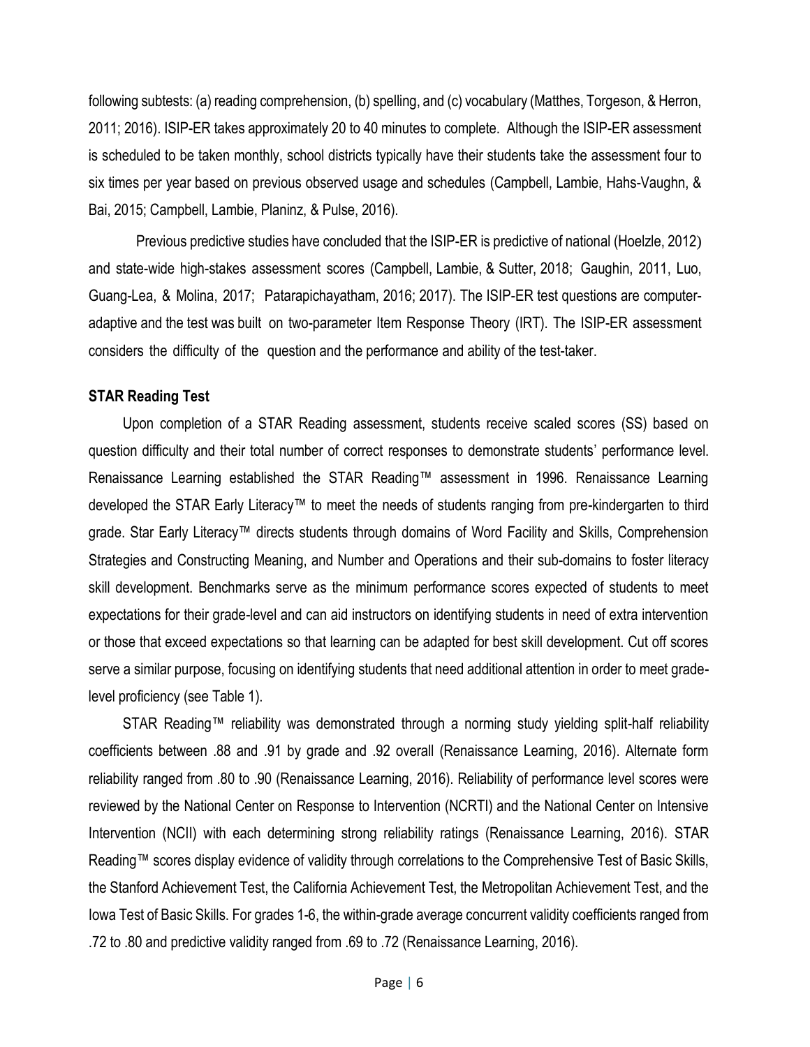following subtests: (a) reading comprehension, (b) spelling, and (c) vocabulary (Matthes, Torgeson, & Herron, 2011; 2016). ISIP-ER takes approximately 20 to 40 minutes to complete. Although the ISIP-ER assessment is scheduled to be taken monthly, school districts typically have their students take the assessment four to six times per year based on previous observed usage and schedules (Campbell, Lambie, Hahs-Vaughn, & Bai, 2015; Campbell, Lambie, Planinz, & Pulse, 2016).

Previous predictive studies have concluded that the ISIP-ER is predictive of national (Hoelzle, 2012) and state-wide high-stakes assessment scores (Campbell, Lambie, & Sutter, 2018; Gaughin, 2011, Luo, Guang-Lea, & Molina, 2017; Patarapichayatham, 2016; 2017). The ISIP-ER test questions are computer-adaptive and the test was built on two-parameter Item Response Theory (IRT). The ISIP-ER assessment considers the difficulty of the question and the performance and ability of the test-taker.

**STAR Reading Test**

Upon completion of a STAR Reading assessment, students receive scaled scores (SS) based on question difficulty and their total number of correct responses to demonstrate students' performance level. Renaissance Learning established the STAR Reading™ assessment in 1996. Renaissance Learning developed the STAR Early Literacy™ to meet the needs of students ranging from pre-kindergarten to third grade. Star Early Literacy™ directs students through domains of Word Facility and Skills, Comprehension Strategies and Constructing Meaning, and Number and Operations and their sub-domains to foster literacy skill development. Benchmarks serve as the minimum performance scores expected of students to meet expectations for their grade-level and can aid instructors on identifying students in need of extra intervention or those that exceed expectations so that learning can be adapted for best skill development. Cut off scores serve a similar purpose, focusing on identifying students that need additional attention in order to meet grade-level proficiency (see Table 1).

STAR Reading™ reliability was demonstrated through a norming study yielding split-half reliability coefficients between .88 and .91 by grade and .92 overall (Renaissance Learning, 2016). Alternate form reliability ranged from .80 to .90 (Renaissance Learning, 2016). Reliability of performance level scores were reviewed by the National Center on Response to Intervention (NCRTI) and the National Center on Intensive Intervention (NCII) with each determining strong reliability ratings (Renaissance Learning, 2016). STAR Reading™ scores display evidence of validity through correlations to the Comprehensive Test of Basic Skills, the Stanford Achievement Test, the California Achievement Test, the Metropolitan Achievement Test, and the Iowa Test of Basic Skills. For grades 1-6, the within-grade average concurrent validity coefficients ranged from .72 to .80 and predictive validity ranged from .69 to .72 (Renaissance Learning, 2016).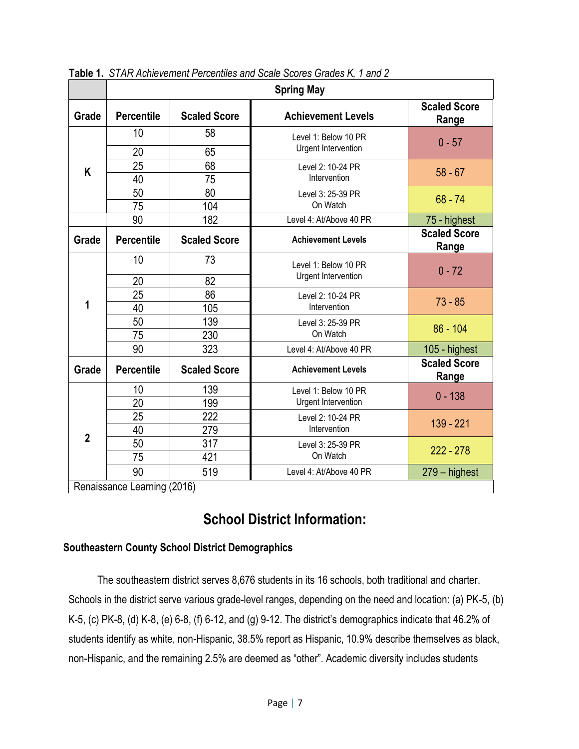**Table 1.** *STAR Achievement Percentiles and Scale Scores Grades K, 1 and 2*

| | Spring May | | | |
|---|---|---|---|---|
| **Grade** | **Percentile** | **Scaled Score** | **Achievement Levels** | **Scaled Score Range** |
| K | 10 | 58 | Level 1: Below 10 PR Urgent Intervention | 0 - 57 |
| | 20 | 65 | | |
| | 25 | 68 | Level 2: 10-24 PR Intervention | 58 - 67 |
| | 40 | 75 | | |
| | 50 | 80 | Level 3: 25-39 PR On Watch | 68 - 74 |
| | 75 | 104 | | |
| | 90 | 182 | Level 4: At/Above 40 PR | 75 - highest |
| **Grade** | **Percentile** | **Scaled Score** | **Achievement Levels** | **Scaled Score Range** |
| 1 | 10 | 73 | Level 1: Below 10 PR Urgent Intervention | 0 - 72 |
| | 20 | 82 | | |
| | 25 | 86 | Level 2: 10-24 PR Intervention | 73 - 85 |
| | 40 | 105 | | |
| | 50 | 139 | Level 3: 25-39 PR On Watch | 86 - 104 |
| | 75 | 230 | | |
| | 90 | 323 | Level 4: At/Above 40 PR | 105 - highest |
| **Grade** | **Percentile** | **Scaled Score** | **Achievement Levels** | **Scaled Score Range** |
| 2 | 10 | 139 | Level 1: Below 10 PR Urgent Intervention | 0 - 138 |
| | 20 | 199 | | |
| | 25 | 222 | Level 2: 10-24 PR Intervention | 139 - 221 |
| | 40 | 279 | | |
| | 50 | 317 | Level 3: 25-39 PR On Watch | 222 - 278 |
| | 75 | 421 | | |
| | 90 | 519 | Level 4: At/Above 40 PR | 279 – highest |

Renaissance Learning (2016)

## School District Information:

### Southeastern County School District Demographics

The southeastern district serves 8,676 students in its 16 schools, both traditional and charter. Schools in the district serve various grade-level ranges, depending on the need and location: (a) PK-5, (b) K-5, (c) PK-8, (d) K-8, (e) 6-8, (f) 6-12, and (g) 9-12. The district's demographics indicate that 46.2% of students identify as white, non-Hispanic, 38.5% report as Hispanic, 10.9% describe themselves as black, non-Hispanic, and the remaining 2.5% are deemed as "other". Academic diversity includes students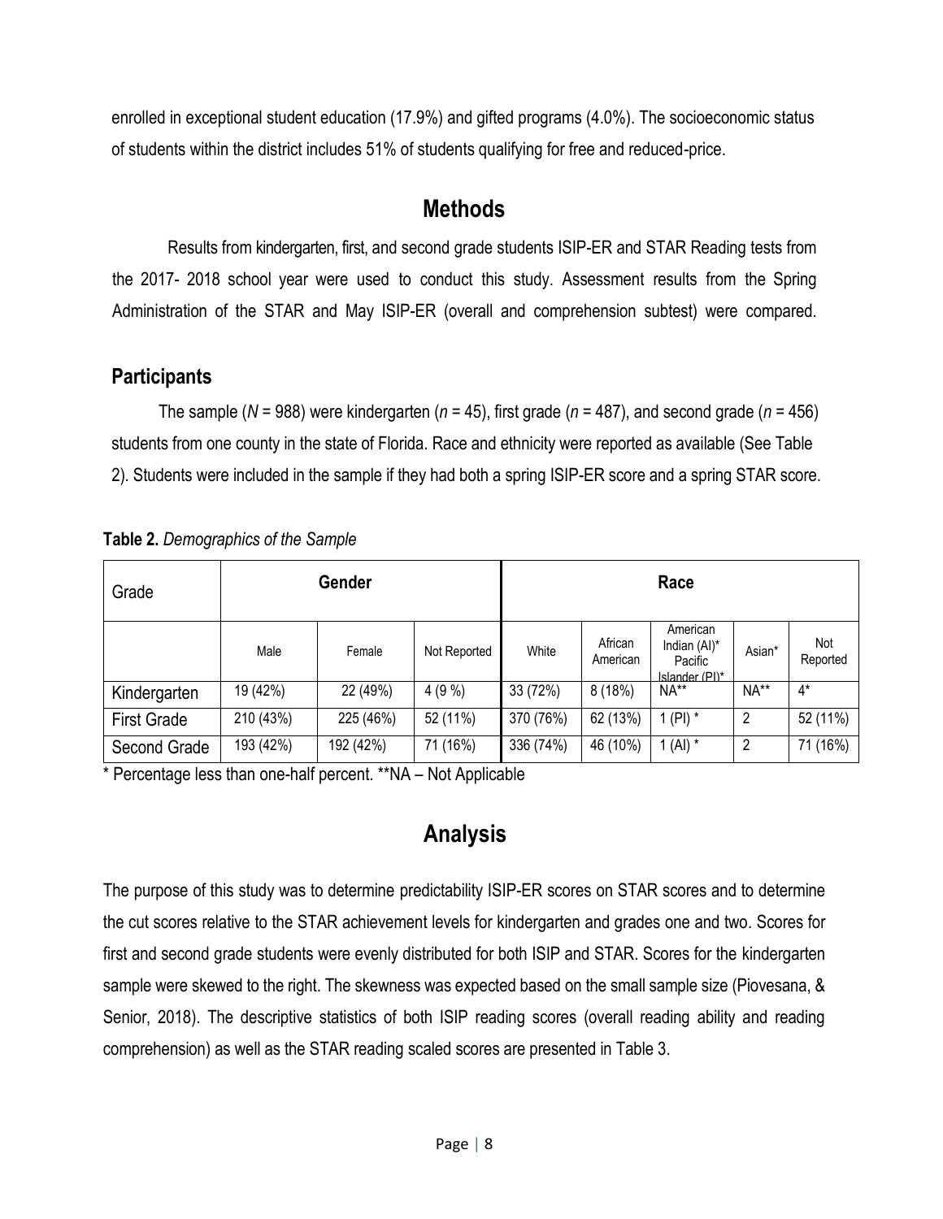enrolled in exceptional student education (17.9%) and gifted programs (4.0%). The socioeconomic status of students within the district includes 51% of students qualifying for free and reduced-price.

## Methods

Results from kindergarten, first, and second grade students ISIP-ER and STAR Reading tests from the 2017- 2018 school year were used to conduct this study. Assessment results from the Spring Administration of the STAR and May ISIP-ER (overall and comprehension subtest) were compared.

### Participants

The sample (*N* = 988) were kindergarten (*n* = 45), first grade (*n* = 487), and second grade (*n* = 456) students from one county in the state of Florida. Race and ethnicity were reported as available (See Table 2). Students were included in the sample if they had both a spring ISIP-ER score and a spring STAR score.

**Table 2.** *Demographics of the Sample*

| Grade | Gender | | | Race | | | | |
|---|---|---|---|---|---|---|---|---|
| | Male | Female | Not Reported | White | African American | American Indian (AI)* Pacific Islander (PI)* | Asian* | Not Reported |
| Kindergarten | 19 (42%) | 22 (49%) | 4 (9 %) | 33 (72%) | 8 (18%) | NA** | NA** | 4* |
| First Grade | 210 (43%) | 225 (46%) | 52 (11%) | 370 (76%) | 62 (13%) | 1 (PI) * | 2 | 52 (11%) |
| Second Grade | 193 (42%) | 192 (42%) | 71 (16%) | 336 (74%) | 46 (10%) | 1 (AI) * | 2 | 71 (16%) |

* Percentage less than one-half percent. **NA – Not Applicable

## Analysis

The purpose of this study was to determine predictability ISIP-ER scores on STAR scores and to determine the cut scores relative to the STAR achievement levels for kindergarten and grades one and two. Scores for first and second grade students were evenly distributed for both ISIP and STAR. Scores for the kindergarten sample were skewed to the right. The skewness was expected based on the small sample size (Piovesana, & Senior, 2018). The descriptive statistics of both ISIP reading scores (overall reading ability and reading comprehension) as well as the STAR reading scaled scores are presented in Table 3.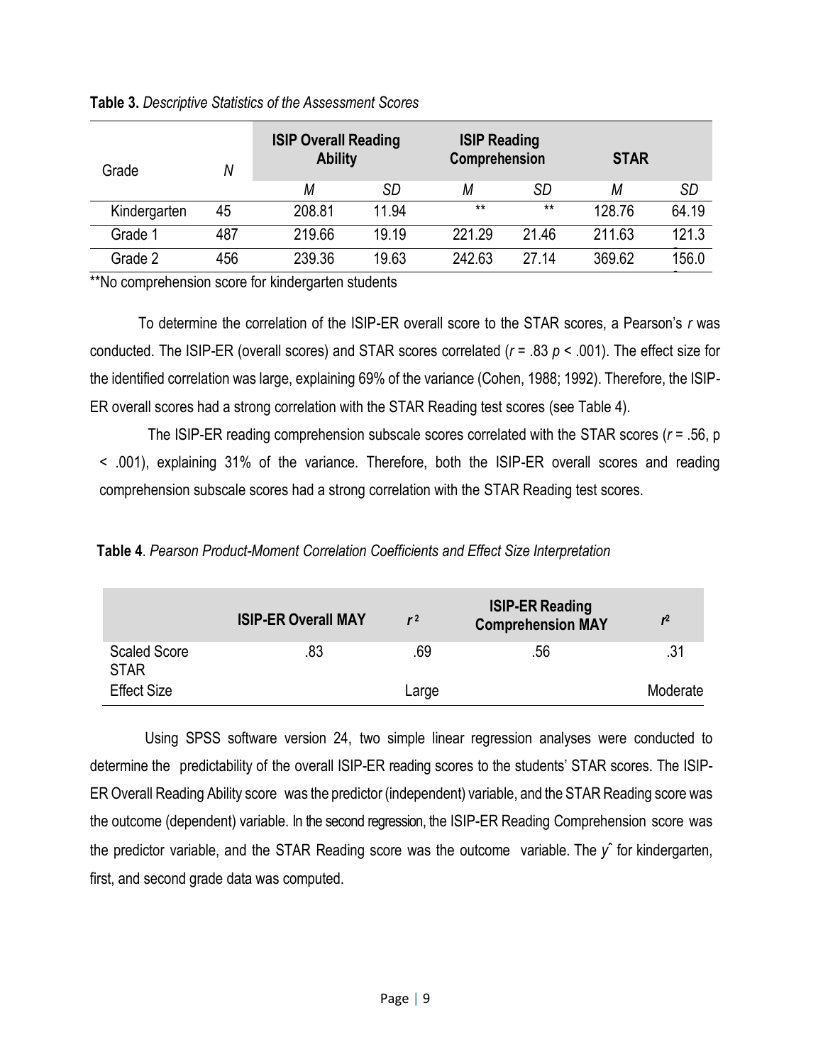**Table 3.** *Descriptive Statistics of the Assessment Scores*

| Grade | *N* | ISIP Overall Reading Ability | | ISIP Reading Comprehension | | STAR | |
|---|---|---|---|---|---|---|---|
| | | *M* | *SD* | *M* | *SD* | *M* | *SD* |
| Kindergarten | 45 | 208.81 | 11.94 | ** | ** | 128.76 | 64.19 |
| Grade 1 | 487 | 219.66 | 19.19 | 221.29 | 21.46 | 211.63 | 121.3 |
| Grade 2 | 456 | 239.36 | 19.63 | 242.63 | 27.14 | 369.62 | 156.0 |

**No comprehension score for kindergarten students

To determine the correlation of the ISIP-ER overall score to the STAR scores, a Pearson's *r* was conducted. The ISIP-ER (overall scores) and STAR scores correlated ($r = .83$ $p < .001$). The effect size for the identified correlation was large, explaining 69% of the variance (Cohen, 1988; 1992). Therefore, the ISIP-ER overall scores had a strong correlation with the STAR Reading test scores (see Table 4).

The ISIP-ER reading comprehension subscale scores correlated with the STAR scores ($r = .56$, $p < .001$), explaining 31% of the variance. Therefore, both the ISIP-ER overall scores and reading comprehension subscale scores had a strong correlation with the STAR Reading test scores.

**Table 4**. *Pearson Product-Moment Correlation Coefficients and Effect Size Interpretation*

| | ISIP-ER Overall MAY | $r^2$ | ISIP-ER Reading Comprehension MAY | $r^2$ |
|---|---|---|---|---|
| Scaled Score STAR | .83 | .69 | .56 | .31 |
| Effect Size | | Large | | Moderate |

Using SPSS software version 24, two simple linear regression analyses were conducted to determine the predictability of the overall ISIP-ER reading scores to the students' STAR scores. The ISIP-ER Overall Reading Ability score was the predictor (independent) variable, and the STAR Reading score was the outcome (dependent) variable. In the second regression, the ISIP-ER Reading Comprehension score was the predictor variable, and the STAR Reading score was the outcome variable. The $\hat{y}$ for kindergarten, first, and second grade data was computed.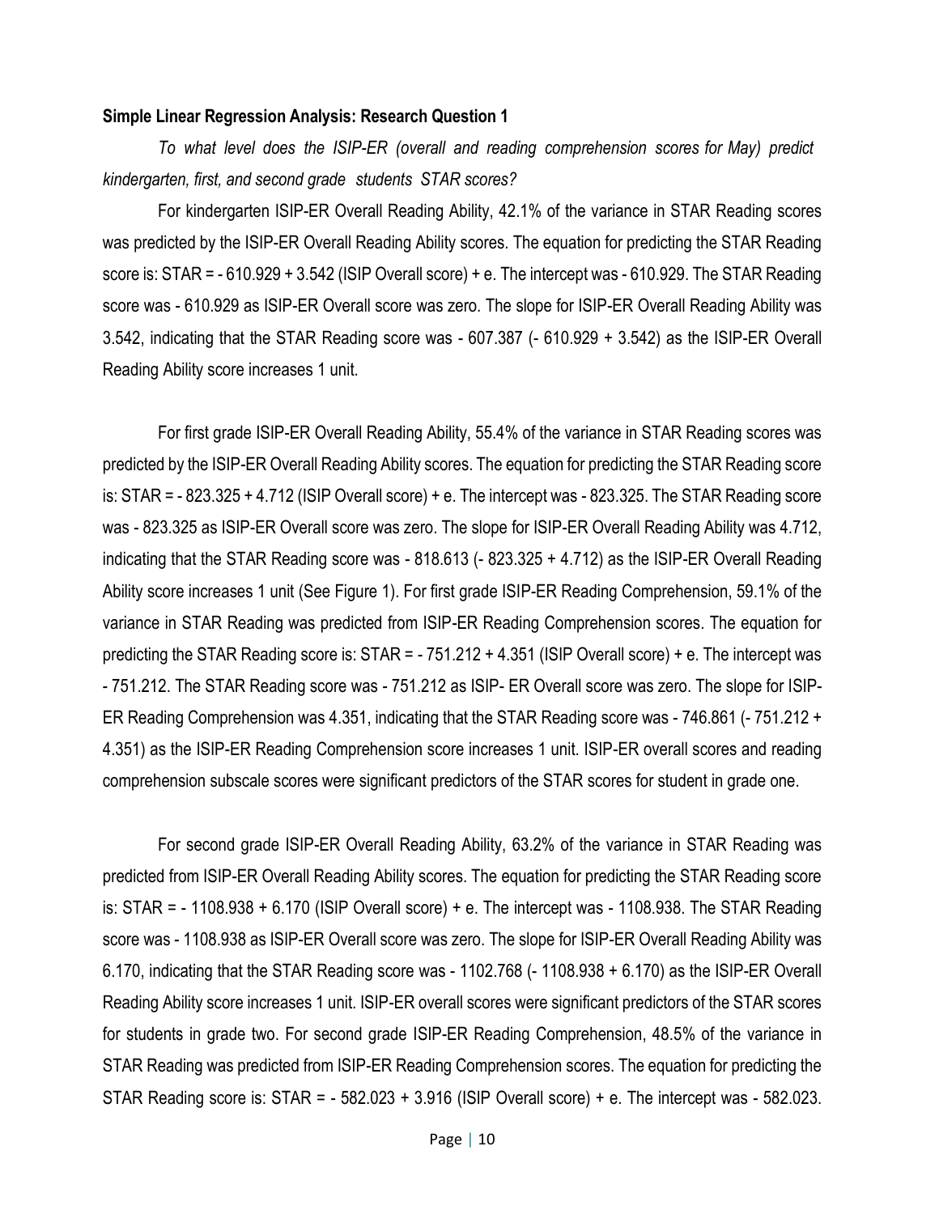**Simple Linear Regression Analysis: Research Question 1**

*To what level does the ISIP-ER (overall and reading comprehension scores for May) predict kindergarten, first, and second grade students STAR scores?*

For kindergarten ISIP-ER Overall Reading Ability, 42.1% of the variance in STAR Reading scores was predicted by the ISIP-ER Overall Reading Ability scores. The equation for predicting the STAR Reading score is: STAR = - 610.929 + 3.542 (ISIP Overall score) + e. The intercept was - 610.929. The STAR Reading score was - 610.929 as ISIP-ER Overall score was zero. The slope for ISIP-ER Overall Reading Ability was 3.542, indicating that the STAR Reading score was - 607.387 (- 610.929 + 3.542) as the ISIP-ER Overall Reading Ability score increases 1 unit.

For first grade ISIP-ER Overall Reading Ability, 55.4% of the variance in STAR Reading scores was predicted by the ISIP-ER Overall Reading Ability scores. The equation for predicting the STAR Reading score is: STAR = - 823.325 + 4.712 (ISIP Overall score) + e. The intercept was - 823.325. The STAR Reading score was - 823.325 as ISIP-ER Overall score was zero. The slope for ISIP-ER Overall Reading Ability was 4.712, indicating that the STAR Reading score was - 818.613 (- 823.325 + 4.712) as the ISIP-ER Overall Reading Ability score increases 1 unit (See Figure 1). For first grade ISIP-ER Reading Comprehension, 59.1% of the variance in STAR Reading was predicted from ISIP-ER Reading Comprehension scores. The equation for predicting the STAR Reading score is: STAR = - 751.212 + 4.351 (ISIP Overall score) + e. The intercept was - 751.212. The STAR Reading score was - 751.212 as ISIP- ER Overall score was zero. The slope for ISIP-ER Reading Comprehension was 4.351, indicating that the STAR Reading score was - 746.861 (- 751.212 + 4.351) as the ISIP-ER Reading Comprehension score increases 1 unit. ISIP-ER overall scores and reading comprehension subscale scores were significant predictors of the STAR scores for student in grade one.

For second grade ISIP-ER Overall Reading Ability, 63.2% of the variance in STAR Reading was predicted from ISIP-ER Overall Reading Ability scores. The equation for predicting the STAR Reading score is: STAR = - 1108.938 + 6.170 (ISIP Overall score) + e. The intercept was - 1108.938. The STAR Reading score was - 1108.938 as ISIP-ER Overall score was zero. The slope for ISIP-ER Overall Reading Ability was 6.170, indicating that the STAR Reading score was - 1102.768 (- 1108.938 + 6.170) as the ISIP-ER Overall Reading Ability score increases 1 unit. ISIP-ER overall scores were significant predictors of the STAR scores for students in grade two. For second grade ISIP-ER Reading Comprehension, 48.5% of the variance in STAR Reading was predicted from ISIP-ER Reading Comprehension scores. The equation for predicting the STAR Reading score is: STAR = - 582.023 + 3.916 (ISIP Overall score) + e. The intercept was - 582.023.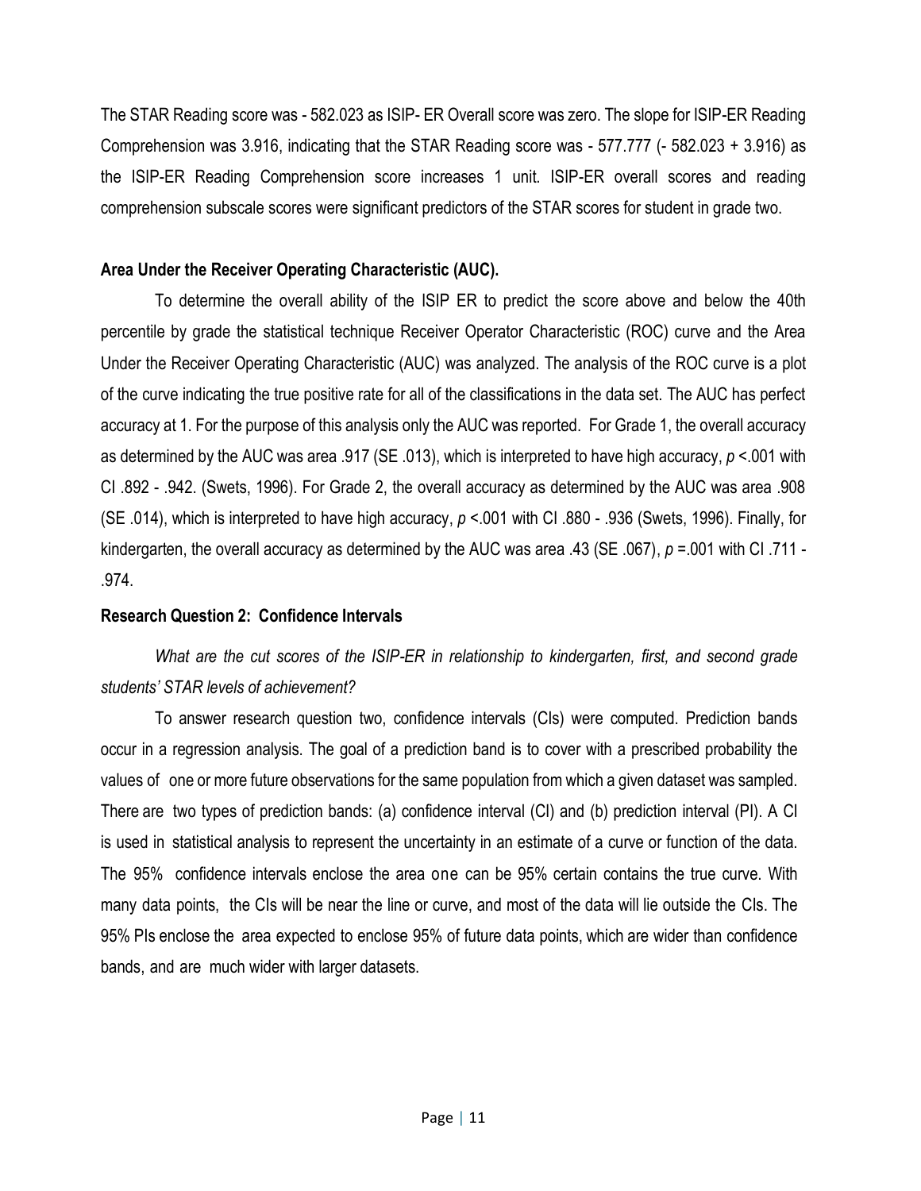The STAR Reading score was - 582.023 as ISIP- ER Overall score was zero. The slope for ISIP-ER Reading Comprehension was 3.916, indicating that the STAR Reading score was - 577.777 (- 582.023 + 3.916) as the ISIP-ER Reading Comprehension score increases 1 unit. ISIP-ER overall scores and reading comprehension subscale scores were significant predictors of the STAR scores for student in grade two.

**Area Under the Receiver Operating Characteristic (AUC).**

To determine the overall ability of the ISIP ER to predict the score above and below the 40th percentile by grade the statistical technique Receiver Operator Characteristic (ROC) curve and the Area Under the Receiver Operating Characteristic (AUC) was analyzed. The analysis of the ROC curve is a plot of the curve indicating the true positive rate for all of the classifications in the data set. The AUC has perfect accuracy at 1. For the purpose of this analysis only the AUC was reported. For Grade 1, the overall accuracy as determined by the AUC was area .917 (SE .013), which is interpreted to have high accuracy, $p$ <.001 with CI .892 - .942. (Swets, 1996). For Grade 2, the overall accuracy as determined by the AUC was area .908 (SE .014), which is interpreted to have high accuracy, $p$ <.001 with CI .880 - .936 (Swets, 1996). Finally, for kindergarten, the overall accuracy as determined by the AUC was area .43 (SE .067), $p$ =.001 with CI .711 - .974.

**Research Question 2: Confidence Intervals**

*What are the cut scores of the ISIP-ER in relationship to kindergarten, first, and second grade students' STAR levels of achievement?*

To answer research question two, confidence intervals (CIs) were computed. Prediction bands occur in a regression analysis. The goal of a prediction band is to cover with a prescribed probability the values of one or more future observations for the same population from which a given dataset was sampled. There are two types of prediction bands: (a) confidence interval (CI) and (b) prediction interval (PI). A CI is used in statistical analysis to represent the uncertainty in an estimate of a curve or function of the data. The 95% confidence intervals enclose the area one can be 95% certain contains the true curve. With many data points, the CIs will be near the line or curve, and most of the data will lie outside the CIs. The 95% PIs enclose the area expected to enclose 95% of future data points, which are wider than confidence bands, and are much wider with larger datasets.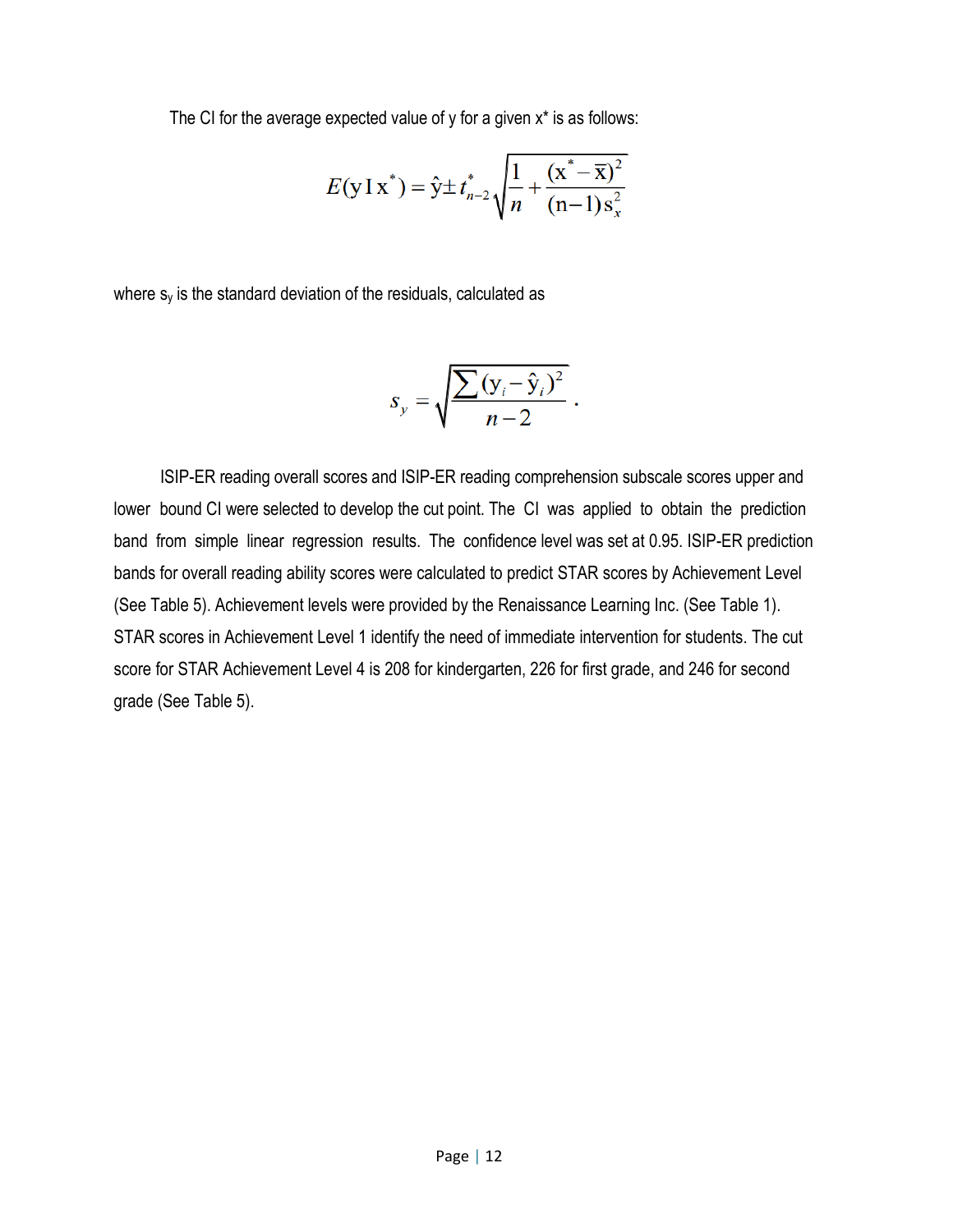The CI for the average expected value of y for a given x* is as follows:

$$E(\mathrm{y} \mid \mathrm{x}^{*}) = \hat{\mathrm{y}} \pm t_{n-2}^{*} \sqrt{\frac{1}{n} + \frac{(\mathrm{x}^{*} - \overline{\mathrm{x}})^{2}}{(\mathrm{n}-1)\mathrm{s}_{x}^{2}}}$$

where $s_y$ is the standard deviation of the residuals, calculated as

$$s_{y} = \sqrt{\frac{\sum (\mathrm{y}_{i} - \hat{\mathrm{y}}_{i})^{2}}{n-2}}.$$

ISIP-ER reading overall scores and ISIP-ER reading comprehension subscale scores upper and lower bound CI were selected to develop the cut point. The CI was applied to obtain the prediction band from simple linear regression results. The confidence level was set at 0.95. ISIP-ER prediction bands for overall reading ability scores were calculated to predict STAR scores by Achievement Level (See Table 5). Achievement levels were provided by the Renaissance Learning Inc. (See Table 1). STAR scores in Achievement Level 1 identify the need of immediate intervention for students. The cut score for STAR Achievement Level 4 is 208 for kindergarten, 226 for first grade, and 246 for second grade (See Table 5).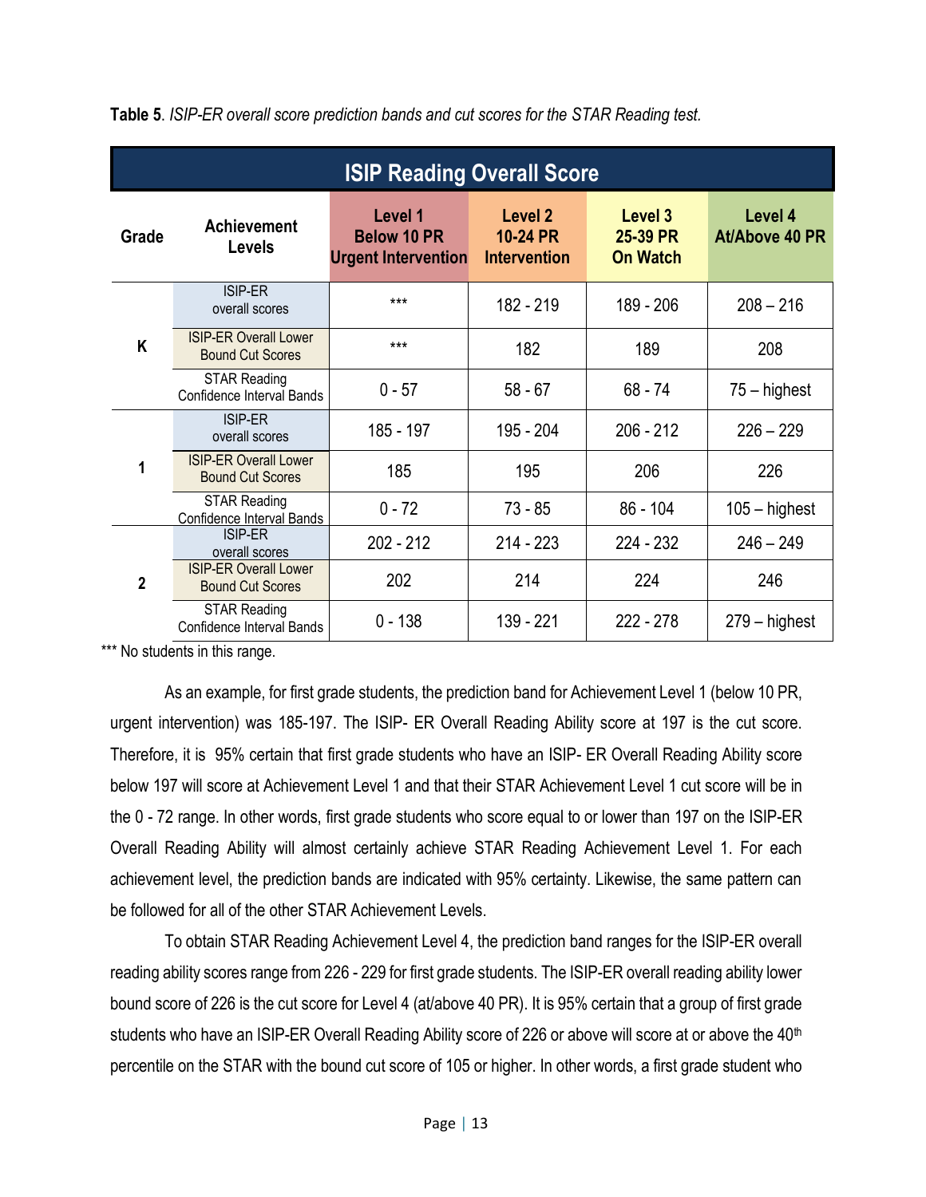**Table 5**. *ISIP-ER overall score prediction bands and cut scores for the STAR Reading test.*

| ISIP Reading Overall Score | | | | | |
|---|---|---|---|---|---|
| **Grade** | **Achievement Levels** | **Level 1 Below 10 PR Urgent Intervention** | **Level 2 10-24 PR Intervention** | **Level 3 25-39 PR On Watch** | **Level 4 At/Above 40 PR** |
| K | ISIP-ER overall scores | *** | 182 - 219 | 189 - 206 | 208 – 216 |
| | ISIP-ER Overall Lower Bound Cut Scores | *** | 182 | 189 | 208 |
| | STAR Reading Confidence Interval Bands | 0 - 57 | 58 - 67 | 68 - 74 | 75 – highest |
| 1 | ISIP-ER overall scores | 185 - 197 | 195 - 204 | 206 - 212 | 226 – 229 |
| | ISIP-ER Overall Lower Bound Cut Scores | 185 | 195 | 206 | 226 |
| | STAR Reading Confidence Interval Bands | 0 - 72 | 73 - 85 | 86 - 104 | 105 – highest |
| 2 | ISIP-ER overall scores | 202 - 212 | 214 - 223 | 224 - 232 | 246 – 249 |
| | ISIP-ER Overall Lower Bound Cut Scores | 202 | 214 | 224 | 246 |
| | STAR Reading Confidence Interval Bands | 0 - 138 | 139 - 221 | 222 - 278 | 279 – highest |

*** No students in this range.

As an example, for first grade students, the prediction band for Achievement Level 1 (below 10 PR, urgent intervention) was 185-197. The ISIP- ER Overall Reading Ability score at 197 is the cut score. Therefore, it is 95% certain that first grade students who have an ISIP- ER Overall Reading Ability score below 197 will score at Achievement Level 1 and that their STAR Achievement Level 1 cut score will be in the 0 - 72 range. In other words, first grade students who score equal to or lower than 197 on the ISIP-ER Overall Reading Ability will almost certainly achieve STAR Reading Achievement Level 1. For each achievement level, the prediction bands are indicated with 95% certainty. Likewise, the same pattern can be followed for all of the other STAR Achievement Levels.

To obtain STAR Reading Achievement Level 4, the prediction band ranges for the ISIP-ER overall reading ability scores range from 226 - 229 for first grade students. The ISIP-ER overall reading ability lower bound score of 226 is the cut score for Level 4 (at/above 40 PR). It is 95% certain that a group of first grade students who have an ISIP-ER Overall Reading Ability score of 226 or above will score at or above the 40th percentile on the STAR with the bound cut score of 105 or higher. In other words, a first grade student who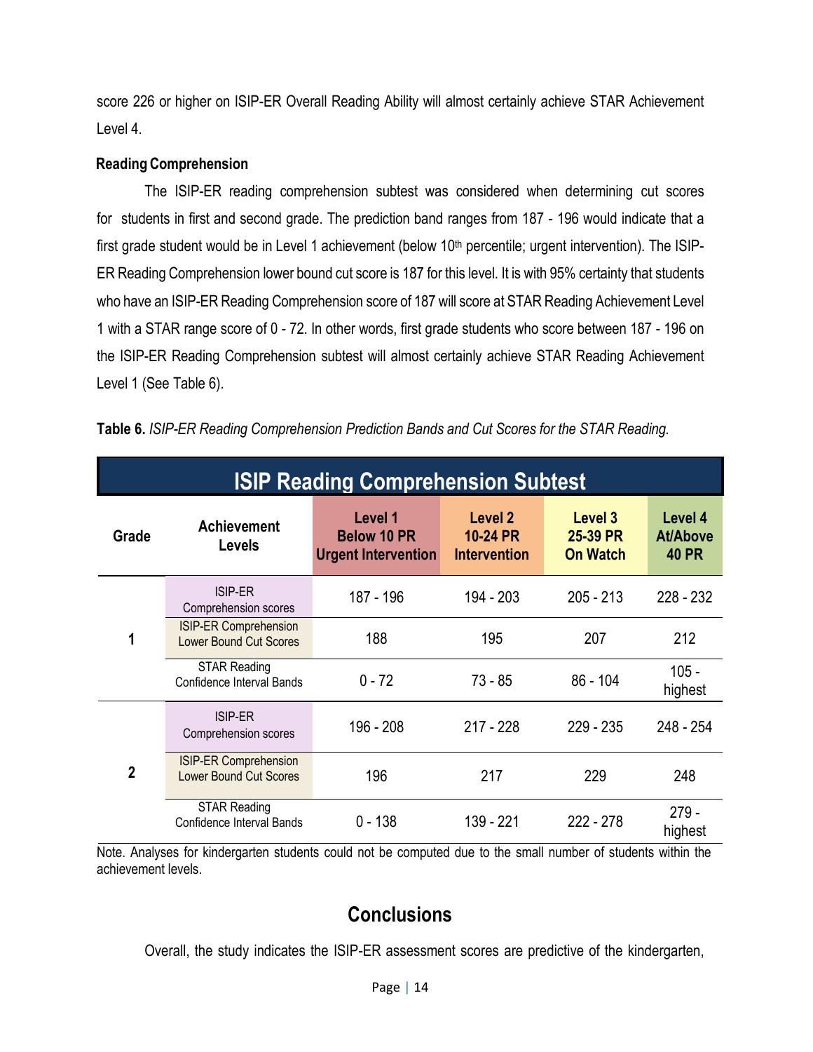score 226 or higher on ISIP-ER Overall Reading Ability will almost certainly achieve STAR Achievement Level 4.

**Reading Comprehension**

The ISIP-ER reading comprehension subtest was considered when determining cut scores for students in first and second grade. The prediction band ranges from 187 - 196 would indicate that a first grade student would be in Level 1 achievement (below 10th percentile; urgent intervention). The ISIP-ER Reading Comprehension lower bound cut score is 187 for this level. It is with 95% certainty that students who have an ISIP-ER Reading Comprehension score of 187 will score at STAR Reading Achievement Level 1 with a STAR range score of 0 - 72. In other words, first grade students who score between 187 - 196 on the ISIP-ER Reading Comprehension subtest will almost certainly achieve STAR Reading Achievement Level 1 (See Table 6).

**Table 6.** *ISIP-ER Reading Comprehension Prediction Bands and Cut Scores for the STAR Reading.*

| ISIP Reading Comprehension Subtest | | | | | |
|---|---|---|---|---|---|
| Grade | Achievement Levels | Level 1 Below 10 PR Urgent Intervention | Level 2 10-24 PR Intervention | Level 3 25-39 PR On Watch | Level 4 At/Above 40 PR |
| 1 | ISIP-ER Comprehension scores | 187 - 196 | 194 - 203 | 205 - 213 | 228 - 232 |
| | ISIP-ER Comprehension Lower Bound Cut Scores | 188 | 195 | 207 | 212 |
| | STAR Reading Confidence Interval Bands | 0 - 72 | 73 - 85 | 86 - 104 | 105 - highest |
| 2 | ISIP-ER Comprehension scores | 196 - 208 | 217 - 228 | 229 - 235 | 248 - 254 |
| | ISIP-ER Comprehension Lower Bound Cut Scores | 196 | 217 | 229 | 248 |
| | STAR Reading Confidence Interval Bands | 0 - 138 | 139 - 221 | 222 - 278 | 279 - highest |

Note. Analyses for kindergarten students could not be computed due to the small number of students within the achievement levels.

## Conclusions

Overall, the study indicates the ISIP-ER assessment scores are predictive of the kindergarten,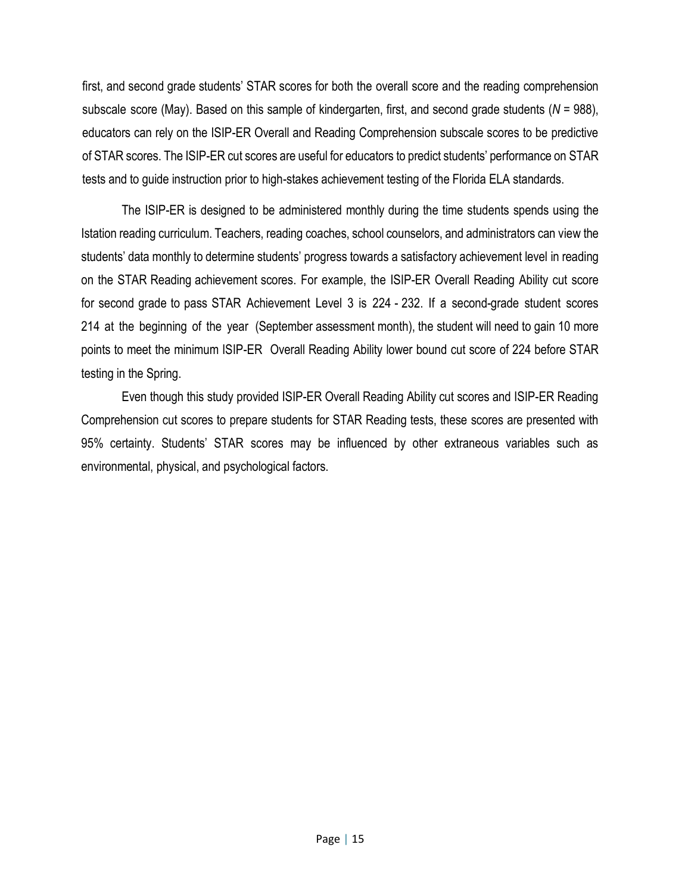first, and second grade students' STAR scores for both the overall score and the reading comprehension subscale score (May). Based on this sample of kindergarten, first, and second grade students (*N* = 988), educators can rely on the ISIP-ER Overall and Reading Comprehension subscale scores to be predictive of STAR scores. The ISIP-ER cut scores are useful for educators to predict students' performance on STAR tests and to guide instruction prior to high-stakes achievement testing of the Florida ELA standards.

The ISIP-ER is designed to be administered monthly during the time students spends using the Istation reading curriculum. Teachers, reading coaches, school counselors, and administrators can view the students' data monthly to determine students' progress towards a satisfactory achievement level in reading on the STAR Reading achievement scores. For example, the ISIP-ER Overall Reading Ability cut score for second grade to pass STAR Achievement Level 3 is 224 - 232. If a second-grade student scores 214 at the beginning of the year (September assessment month), the student will need to gain 10 more points to meet the minimum ISIP-ER Overall Reading Ability lower bound cut score of 224 before STAR testing in the Spring.

Even though this study provided ISIP-ER Overall Reading Ability cut scores and ISIP-ER Reading Comprehension cut scores to prepare students for STAR Reading tests, these scores are presented with 95% certainty. Students' STAR scores may be influenced by other extraneous variables such as environmental, physical, and psychological factors.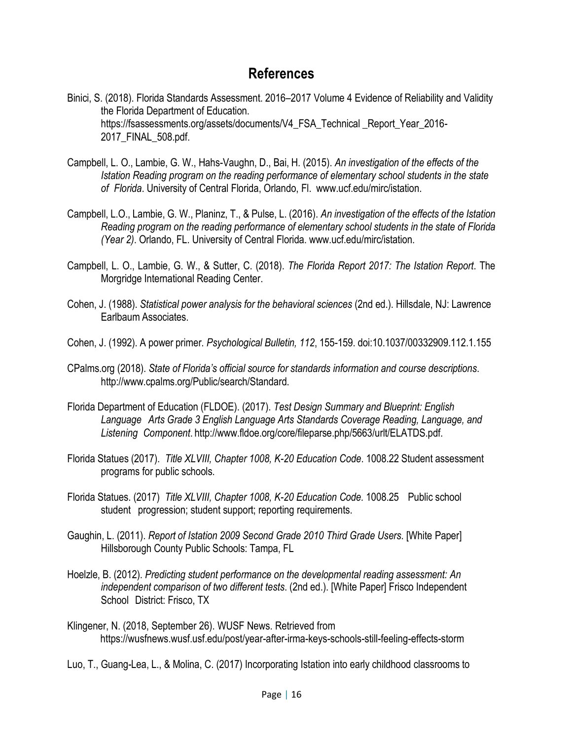# References

Binici, S. (2018). Florida Standards Assessment. 2016–2017 Volume 4 Evidence of Reliability and Validity the Florida Department of Education. https://fsassessments.org/assets/documents/V4_FSA_Technical _Report_Year_2016-2017_FINAL_508.pdf.

Campbell, L. O., Lambie, G. W., Hahs-Vaughn, D., Bai, H. (2015). *An investigation of the effects of the Istation Reading program on the reading performance of elementary school students in the state of Florida*. University of Central Florida, Orlando, Fl. www.ucf.edu/mirc/istation.

Campbell, L.O., Lambie, G. W., Planinz, T., & Pulse, L. (2016). *An investigation of the effects of the Istation Reading program on the reading performance of elementary school students in the state of Florida (Year 2)*. Orlando, FL. University of Central Florida. www.ucf.edu/mirc/istation.

Campbell, L. O., Lambie, G. W., & Sutter, C. (2018). *The Florida Report 2017: The Istation Report*. The Morgridge International Reading Center.

Cohen, J. (1988). *Statistical power analysis for the behavioral sciences* (2nd ed.). Hillsdale, NJ: Lawrence Earlbaum Associates.

Cohen, J. (1992). A power primer. *Psychological Bulletin, 112*, 155-159. doi:10.1037/00332909.112.1.155

CPalms.org (2018). *State of Florida's official source for standards information and course descriptions*. http://www.cpalms.org/Public/search/Standard.

Florida Department of Education (FLDOE). (2017). *Test Design Summary and Blueprint: English Language Arts Grade 3 English Language Arts Standards Coverage Reading, Language, and Listening Component*. http://www.fldoe.org/core/fileparse.php/5663/urlt/ELATDS.pdf.

Florida Statues (2017). *Title XLVIII, Chapter 1008, K-20 Education Code*. 1008.22 Student assessment programs for public schools.

Florida Statues. (2017) *Title XLVIII, Chapter 1008, K-20 Education Code.* 1008.25 Public school student progression; student support; reporting requirements.

Gaughin, L. (2011). *Report of Istation 2009 Second Grade 2010 Third Grade Users*. [White Paper] Hillsborough County Public Schools: Tampa, FL

Hoelzle, B. (2012). *Predicting student performance on the developmental reading assessment: An independent comparison of two different tests*. (2nd ed.). [White Paper] Frisco Independent School District: Frisco, TX

Klingener, N. (2018, September 26). WUSF News. Retrieved from https://wusfnews.wusf.usf.edu/post/year-after-irma-keys-schools-still-feeling-effects-storm

Luo, T., Guang-Lea, L., & Molina, C. (2017) Incorporating Istation into early childhood classrooms to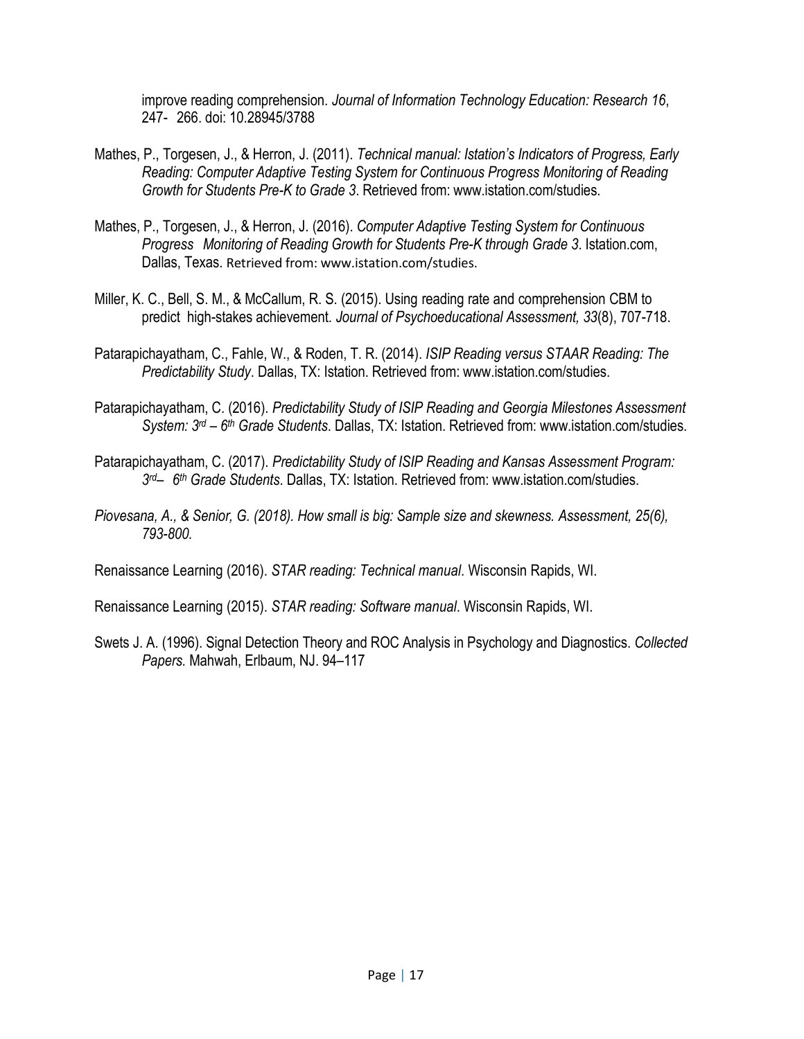improve reading comprehension. *Journal of Information Technology Education: Research 16*, 247- 266. doi: 10.28945/3788

Mathes, P., Torgesen, J., & Herron, J. (2011). *Technical manual: Istation's Indicators of Progress, Early Reading: Computer Adaptive Testing System for Continuous Progress Monitoring of Reading Growth for Students Pre-K to Grade 3*. Retrieved from: www.istation.com/studies.

Mathes, P., Torgesen, J., & Herron, J. (2016). *Computer Adaptive Testing System for Continuous Progress Monitoring of Reading Growth for Students Pre-K through Grade 3*. Istation.com, Dallas, Texas. Retrieved from: www.istation.com/studies.

Miller, K. C., Bell, S. M., & McCallum, R. S. (2015). Using reading rate and comprehension CBM to predict high-stakes achievement. *Journal of Psychoeducational Assessment, 33*(8), 707-718.

Patarapichayatham, C., Fahle, W., & Roden, T. R. (2014). *ISIP Reading versus STAAR Reading: The Predictability Study*. Dallas, TX: Istation. Retrieved from: www.istation.com/studies.

Patarapichayatham, C. (2016). *Predictability Study of ISIP Reading and Georgia Milestones Assessment System: 3rd – 6th Grade Students*. Dallas, TX: Istation. Retrieved from: www.istation.com/studies.

Patarapichayatham, C. (2017). *Predictability Study of ISIP Reading and Kansas Assessment Program: 3rd– 6th Grade Students*. Dallas, TX: Istation. Retrieved from: www.istation.com/studies.

*Piovesana, A., & Senior, G. (2018). How small is big: Sample size and skewness. Assessment, 25(6), 793-800.*

Renaissance Learning (2016). *STAR reading: Technical manual*. Wisconsin Rapids, WI.

Renaissance Learning (2015). *STAR reading: Software manual*. Wisconsin Rapids, WI.

Swets J. A. (1996). Signal Detection Theory and ROC Analysis in Psychology and Diagnostics. *Collected Papers.* Mahwah, Erlbaum, NJ. 94–117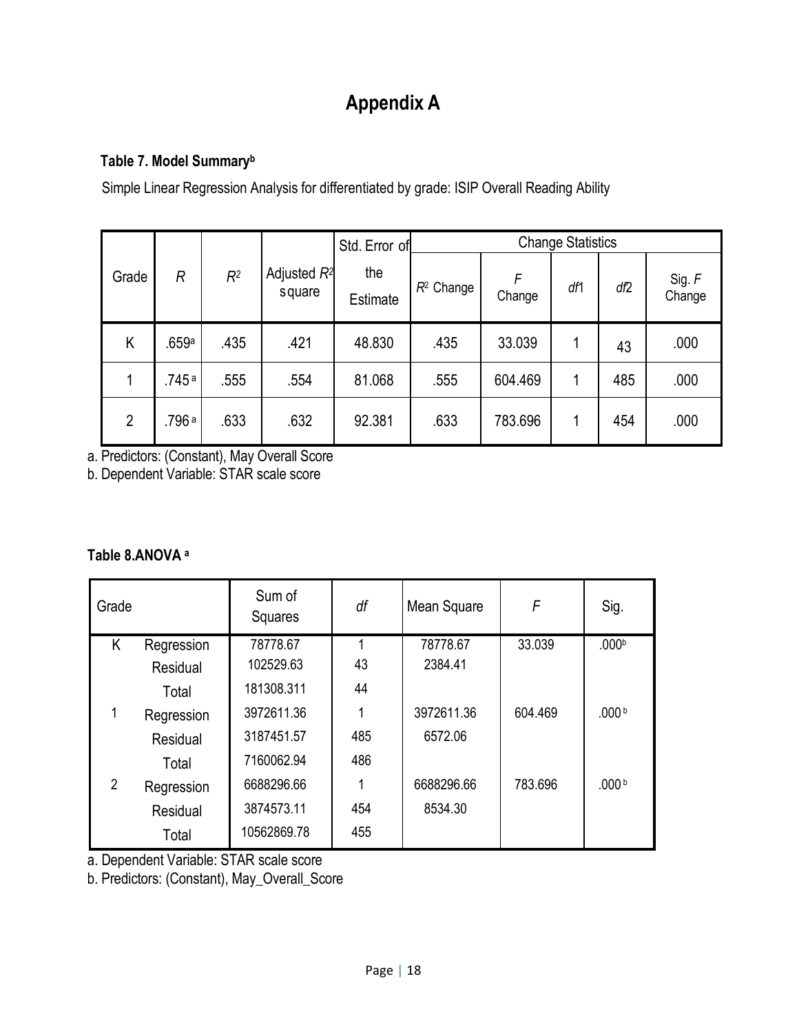# Appendix A

**Table 7. Model Summary[b]**

Simple Linear Regression Analysis for differentiated by grade: ISIP Overall Reading Ability

| Grade | *R* | $R^2$ | Adjusted $R^2$ square | Std. Error of the Estimate | Change Statistics | | | | |
|---|---|---|---|---|---|---|---|---|---|
| | | | | | $R^2$ Change | *F* Change | *df*1 | *df*2 | Sig. *F* Change |
| K | .659[a] | .435 | .421 | 48.830 | .435 | 33.039 | 1 | 43 | .000 |
| 1 | .745[a] | .555 | .554 | 81.068 | .555 | 604.469 | 1 | 485 | .000 |
| 2 | .796[a] | .633 | .632 | 92.381 | .633 | 783.696 | 1 | 454 | .000 |

a. Predictors: (Constant), May Overall Score
b. Dependent Variable: STAR scale score

**Table 8.ANOVA [a]**

| Grade | | Sum of Squares | *df* | Mean Square | *F* | Sig. |
|---|---|---|---|---|---|---|
| K | Regression | 78778.67 | 1 | 78778.67 | 33.039 | .000[b] |
| | Residual | 102529.63 | 43 | 2384.41 | | |
| | Total | 181308.311 | 44 | | | |
| 1 | Regression | 3972611.36 | 1 | 3972611.36 | 604.469 | .000[b] |
| | Residual | 3187451.57 | 485 | 6572.06 | | |
| | Total | 7160062.94 | 486 | | | |
| 2 | Regression | 6688296.66 | 1 | 6688296.66 | 783.696 | .000[b] |
| | Residual | 3874573.11 | 454 | 8534.30 | | |
| | Total | 10562869.78 | 455 | | | |

a. Dependent Variable: STAR scale score
b. Predictors: (Constant), May_Overall_Score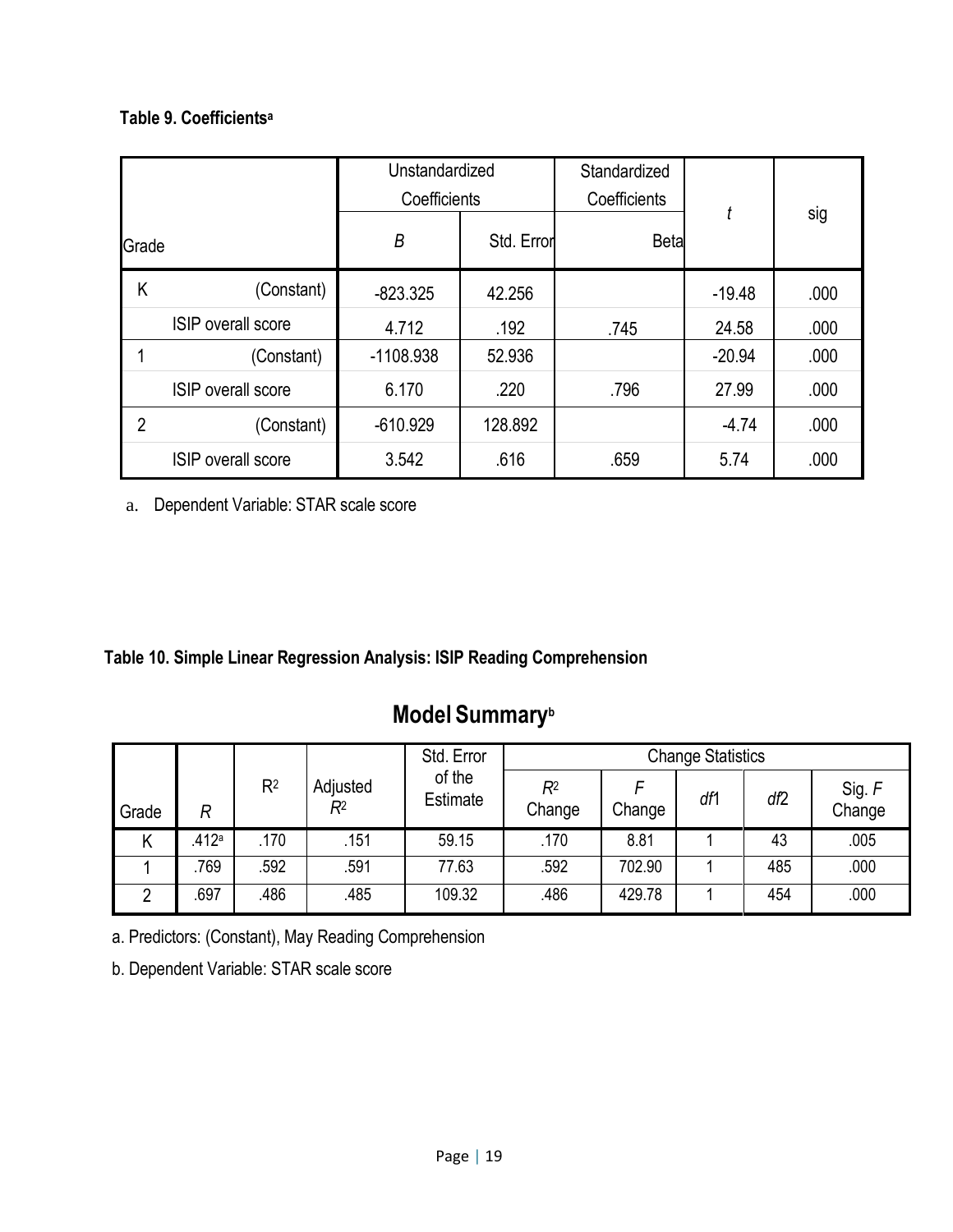**Table 9. Coefficients[a]**

| Grade | | Unstandardized Coefficients | | Standardized Coefficients | *t* | sig |
|---|---|---|---|---|---|---|
| | | *B* | Std. Error | Beta | | |
| K | (Constant) | -823.325 | 42.256 | | -19.48 | .000 |
| | ISIP overall score | 4.712 | .192 | .745 | 24.58 | .000 |
| 1 | (Constant) | -1108.938 | 52.936 | | -20.94 | .000 |
| | ISIP overall score | 6.170 | .220 | .796 | 27.99 | .000 |
| 2 | (Constant) | -610.929 | 128.892 | | -4.74 | .000 |
| | ISIP overall score | 3.542 | .616 | .659 | 5.74 | .000 |

a. Dependent Variable: STAR scale score

**Table 10. Simple Linear Regression Analysis: ISIP Reading Comprehension**

## Model Summary[b]

| Grade | *R* | $R^2$ | Adjusted $R^2$ | Std. Error of the Estimate | Change Statistics | | | | |
|---|---|---|---|---|---|---|---|---|---|
| | | | | | $R^2$ Change | *F* Change | *df*1 | *df*2 | Sig. *F* Change |
| K | .412[a] | .170 | .151 | 59.15 | .170 | 8.81 | 1 | 43 | .005 |
| 1 | .769 | .592 | .591 | 77.63 | .592 | 702.90 | 1 | 485 | .000 |
| 2 | .697 | .486 | .485 | 109.32 | .486 | 429.78 | 1 | 454 | .000 |

a. Predictors: (Constant), May Reading Comprehension

b. Dependent Variable: STAR scale score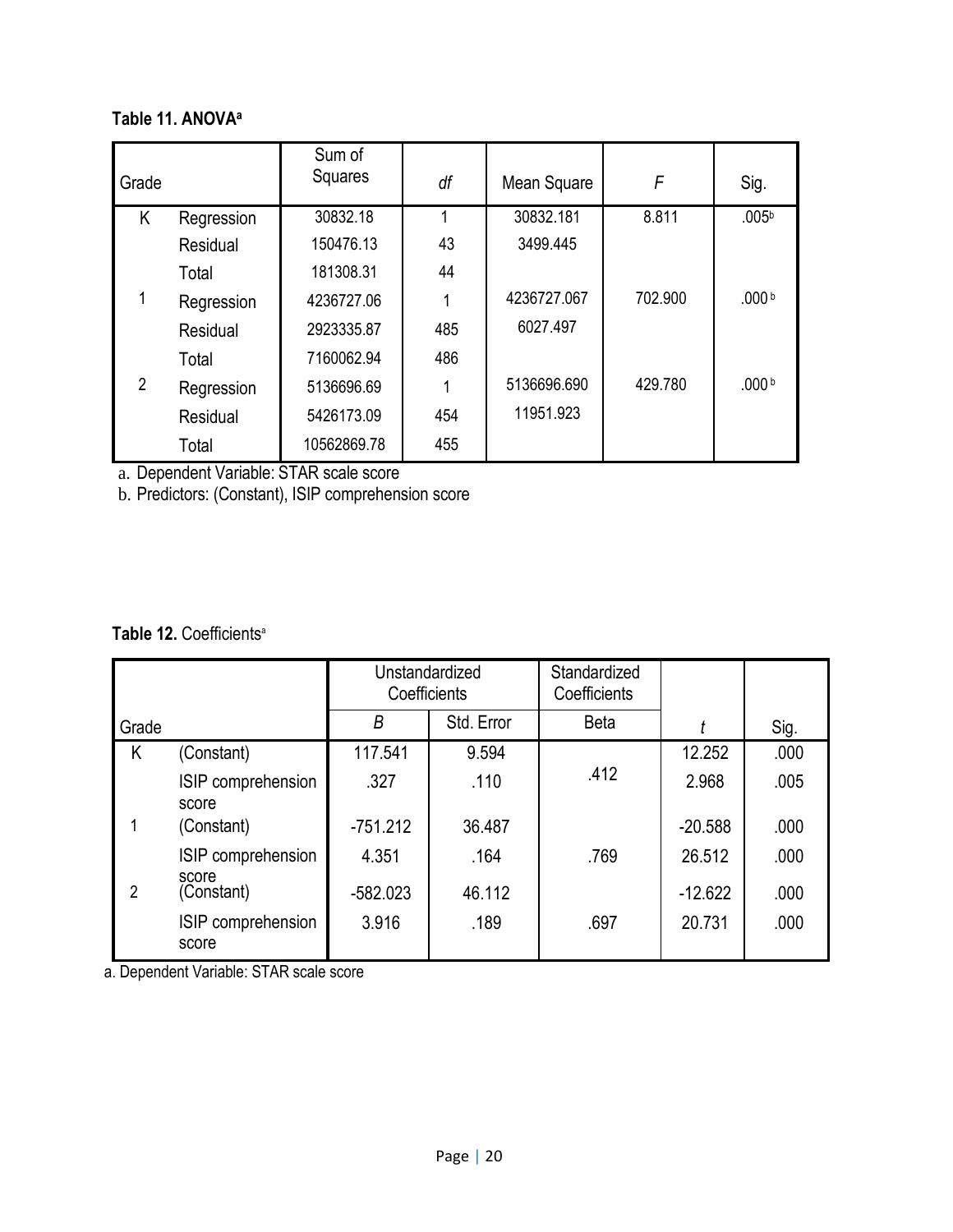**Table 11. ANOVA**[a]

| Grade | | Sum of Squares | *df* | Mean Square | *F* | Sig. |
|---|---|---|---|---|---|---|
| K | Regression | 30832.18 | 1 | 30832.181 | 8.811 | .005[b] |
| | Residual | 150476.13 | 43 | 3499.445 | | |
| | Total | 181308.31 | 44 | | | |
| 1 | Regression | 4236727.06 | 1 | 4236727.067 | 702.900 | .000[b] |
| | Residual | 2923335.87 | 485 | 6027.497 | | |
| | Total | 7160062.94 | 486 | | | |
| 2 | Regression | 5136696.69 | 1 | 5136696.690 | 429.780 | .000[b] |
| | Residual | 5426173.09 | 454 | 11951.923 | | |
| | Total | 10562869.78 | 455 | | | |

a. Dependent Variable: STAR scale score

b. Predictors: (Constant), ISIP comprehension score

**Table 12.** Coefficients[a]

| | | Unstandardized Coefficients | | Standardized Coefficients | | |
|---|---|---|---|---|---|---|
| Grade | | *B* | Std. Error | Beta | *t* | Sig. |
| K | (Constant) | 117.541 | 9.594 | | 12.252 | .000 |
| | ISIP comprehension score | .327 | .110 | .412 | 2.968 | .005 |
| 1 | (Constant) | -751.212 | 36.487 | | -20.588 | .000 |
| | ISIP comprehension score | 4.351 | .164 | .769 | 26.512 | .000 |
| 2 | (Constant) | -582.023 | 46.112 | | -12.622 | .000 |
| | ISIP comprehension score | 3.916 | .189 | .697 | 20.731 | .000 |

a. Dependent Variable: STAR scale score